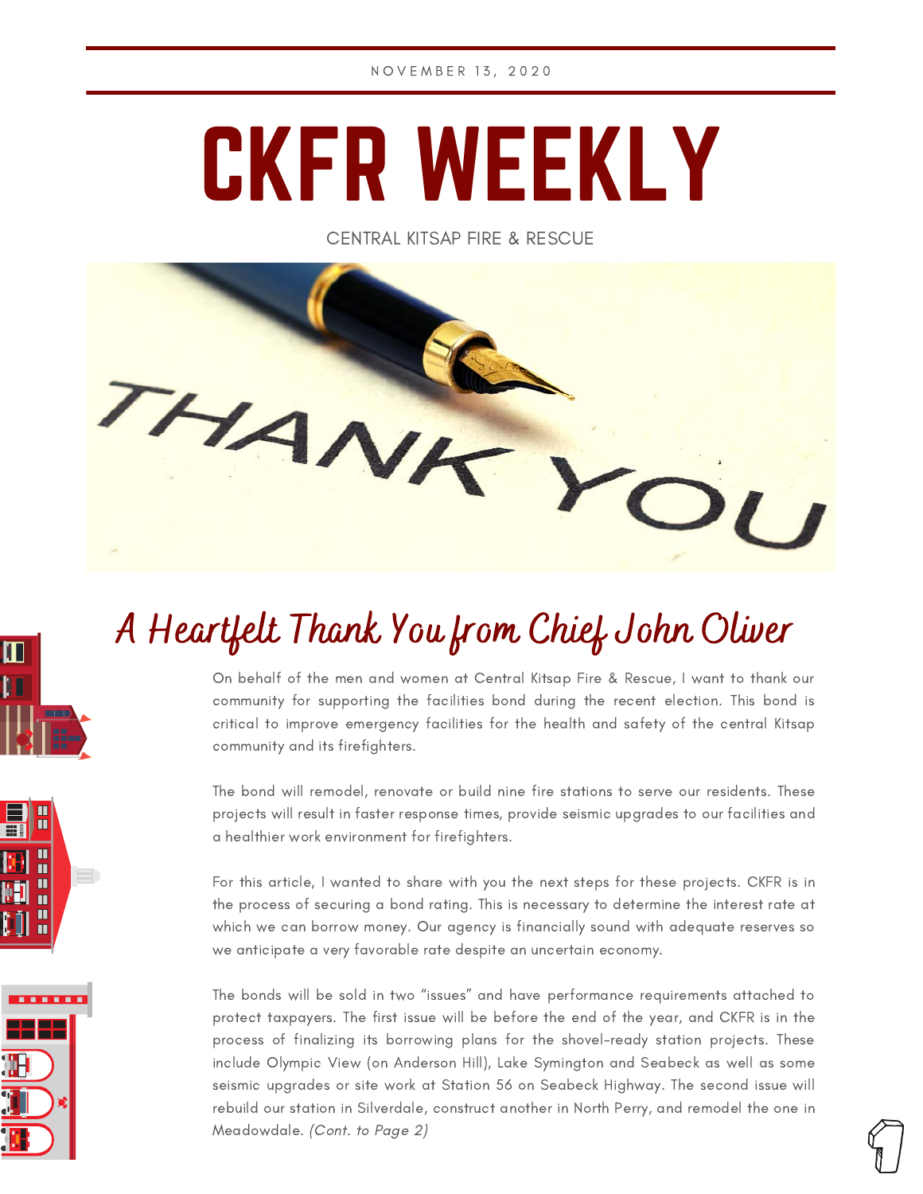NOVEMBER 13, 2020

# CKFR WEEKLY

CENTRAL KITSAP FIRE & RESCUE

## A Heartfelt Thank You from Chief John Oliver

On behalf of the men and women at Central Kitsap Fire & Rescue, I want to thank our community for supporting the facilities bond during the recent election. This bond is critical to improve emergency facilities for the health and safety of the central Kitsap community and its firefighters.

The bond will remodel, renovate or build nine fire stations to serve our residents. These projects will result in faster response times, provide seismic upgrades to our facilities and a healthier work environment for firefighters.

For this article, I wanted to share with you the next steps for these projects. CKFR is in the process of securing a bond rating. This is necessary to determine the interest rate at which we can borrow money. Our agency is financially sound with adequate reserves so we anticipate a very favorable rate despite an uncertain economy.

The bonds will be sold in two "issues" and have performance requirements attached to protect taxpayers. The first issue will be before the end of the year, and CKFR is in the process of finalizing its borrowing plans for the shovel-ready station projects. These include Olympic View (on Anderson Hill), Lake Symington and Seabeck as well as some seismic upgrades or site work at Station 56 on Seabeck Highway. The second issue will rebuild our station in Silverdale, construct another in North Perry, and remodel the one in Meadowdale. *(Cont. to Page 2)*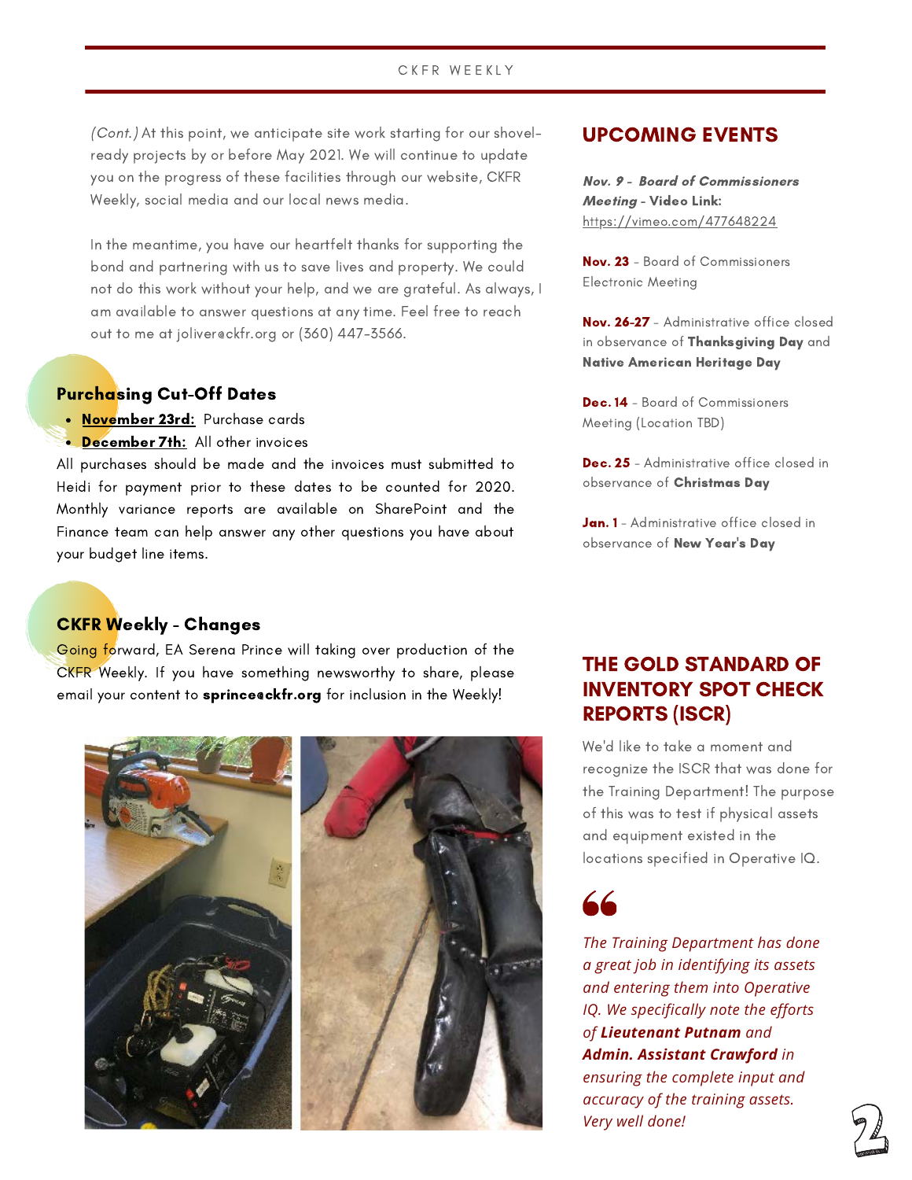*(Cont.)* At this point, we anticipate site work starting for our shovel-ready projects by or before May 2021. We will continue to update you on the progress of these facilities through our website, CKFR Weekly, social media and our local news media.

In the meantime, you have our heartfelt thanks for supporting the bond and partnering with us to save lives and property. We could not do this work without your help, and we are grateful. As always, I am available to answer questions at any time. Feel free to reach out to me at joliver@ckfr.org or (360) 447-3566.

## Purchasing Cut-Off Dates

- **November 23rd:** Purchase cards
- **December 7th:** All other invoices

All purchases should be made and the invoices must submitted to Heidi for payment prior to these dates to be counted for 2020. Monthly variance reports are available on SharePoint and the Finance team can help answer any other questions you have about your budget line items.

## CKFR Weekly - Changes

Going forward, EA Serena Prince will taking over production of the CKFR Weekly. If you have something newsworthy to share, please email your content to **sprince@ckfr.org** for inclusion in the Weekly!

## UPCOMING EVENTS

***Nov. 9 - Board of Commissioners Meeting* - Video Link:** https://vimeo.com/477648224

**Nov. 23** - Board of Commissioners Electronic Meeting

**Nov. 26-27** - Administrative office closed in observance of **Thanksgiving Day** and **Native American Heritage Day**

**Dec. 14** - Board of Commissioners Meeting (Location TBD)

**Dec. 25** - Administrative office closed in observance of **Christmas Day**

**Jan. 1** - Administrative office closed in observance of **New Year's Day**

## THE GOLD STANDARD OF INVENTORY SPOT CHECK REPORTS (ISCR)

We'd like to take a moment and recognize the ISCR that was done for the Training Department! The purpose of this was to test if physical assets and equipment existed in the locations specified in Operative IQ.

> *The Training Department has done a great job in identifying its assets and entering them into Operative IQ. We specifically note the efforts of **Lieutenant Putnam** and **Admin. Assistant Crawford** in ensuring the complete input and accuracy of the training assets. Very well done!*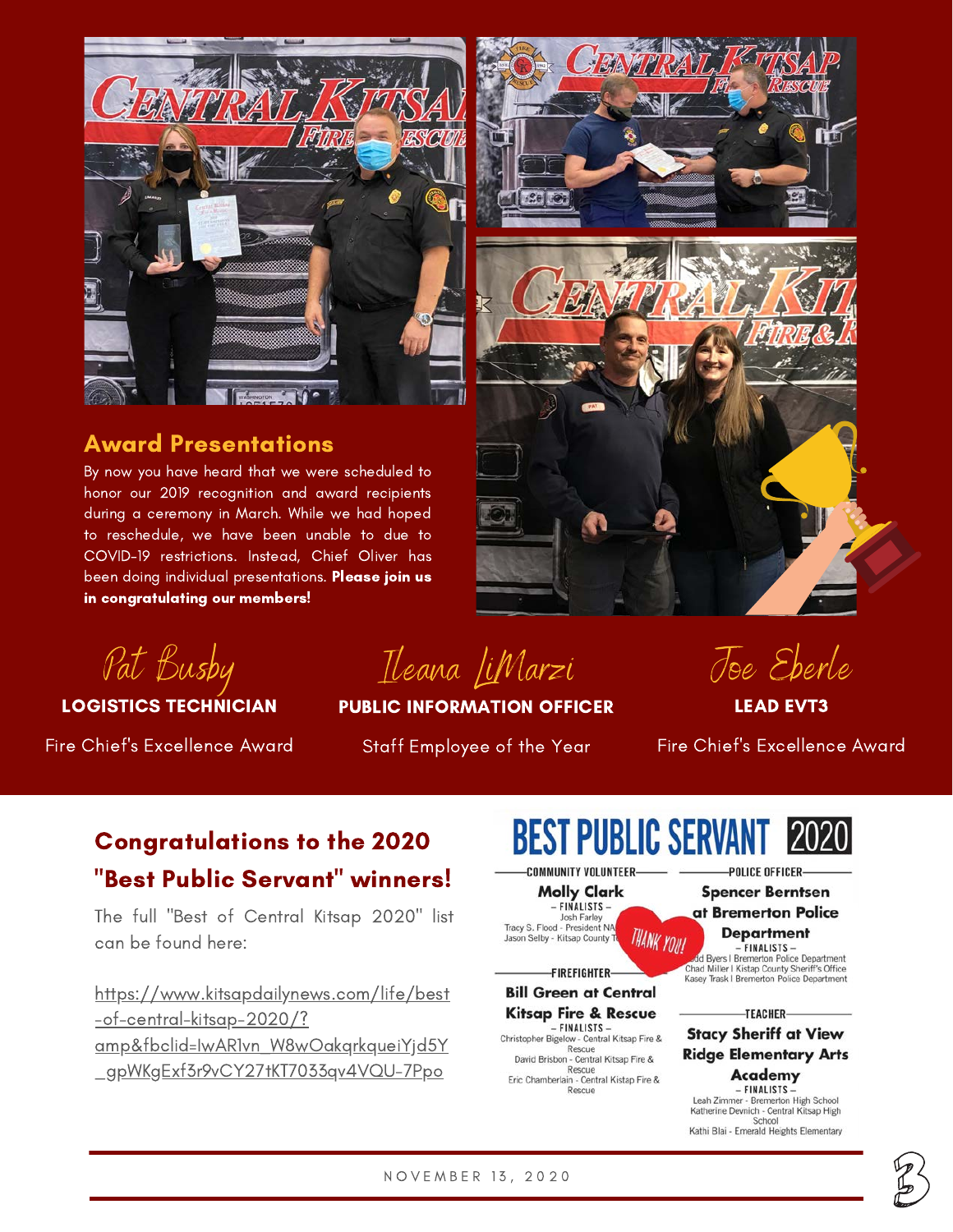## Award Presentations

By now you have heard that we were scheduled to honor our 2019 recognition and award recipients during a ceremony in March. While we had hoped to reschedule, we have been unable to due to COVID-19 restrictions. Instead, Chief Oliver has been doing individual presentations. **Please join us in congratulating our members!**

*Pat Busby*
**LOGISTICS TECHNICIAN**
Fire Chief's Excellence Award

*Ileana LiMarzi*
**PUBLIC INFORMATION OFFICER**
Staff Employee of the Year

*Joe Eberle*
**LEAD EVT3**
Fire Chief's Excellence Award

## Congratulations to the 2020 "Best Public Servant" winners!

The full "Best of Central Kitsap 2020" list can be found here:

https://www.kitsapdailynews.com/life/best-of-central-kitsap-2020/?amp&fbclid=IwAR1vn_W8wOakqrkqueiYjd5Y_gpWKgExf3r9vCY27tKT7033qv4VQU-7Ppo

**BEST PUBLIC SERVANT 2020**

COMMUNITY VOLUNTEER
**Molly Clark**
– FINALISTS –
Josh Farley
Tracy S. Flood - President NA
Jason Selby - Kitsap County T

FIREFIGHTER
**Bill Green at Central Kitsap Fire & Rescue**
– FINALISTS –
Christopher Bigelow - Central Kitsap Fire & Rescue
David Brisbon - Central Kitsap Fire & Rescue
Eric Chamberlain - Central Kistap Fire & Rescue

POLICE OFFICER
**Spencer Berntsen at Bremerton Police Department**
– FINALISTS –
dd Byers | Bremerton Police Department
Chad Miller | Kistap County Sheriff's Office
Kasey Trask | Bremerton Police Department

TEACHER
**Stacy Sheriff at View Ridge Elementary Arts Academy**
– FINALISTS –
Leah Zimmer - Bremerton High School
Katherine Devnich - Central Kitsap High School
Kathi Blai - Emerald Heights Elementary

THANK YOU!